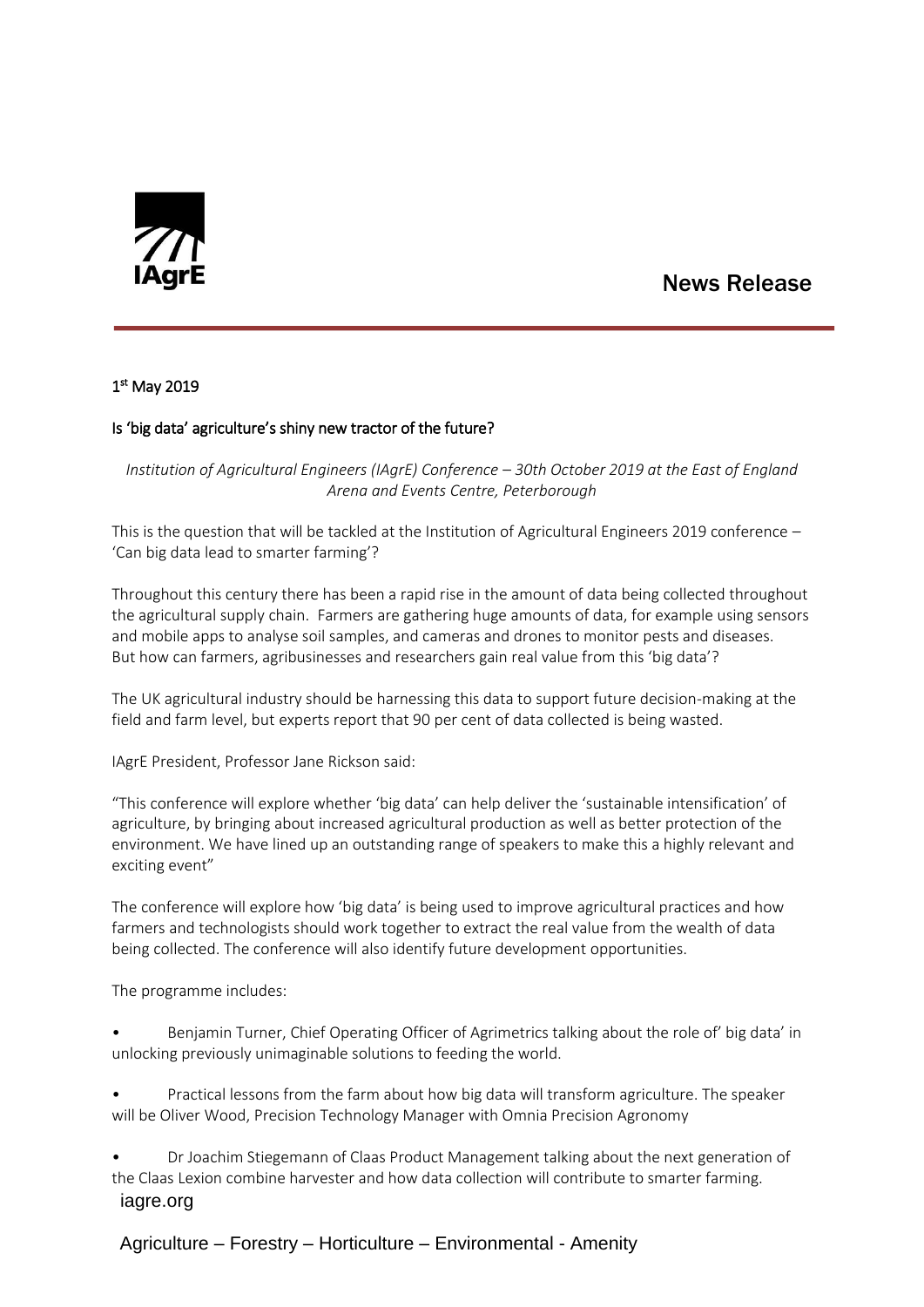# News Release

1st May 2019

**Is 'big data' agriculture's shiny new tractor of the future?**

*Institution of Agricultural Engineers (IAgrE) Conference – 30th October 2019 at the East of England Arena and Events Centre, Peterborough*

This is the question that will be tackled at the Institution of Agricultural Engineers 2019 conference – 'Can big data lead to smarter farming'?

Throughout this century there has been a rapid rise in the amount of data being collected throughout the agricultural supply chain. Farmers are gathering huge amounts of data, for example using sensors and mobile apps to analyse soil samples, and cameras and drones to monitor pests and diseases. But how can farmers, agribusinesses and researchers gain real value from this 'big data'?

The UK agricultural industry should be harnessing this data to support future decision-making at the field and farm level, but experts report that 90 per cent of data collected is being wasted.

IAgrE President, Professor Jane Rickson said:

"This conference will explore whether 'big data' can help deliver the 'sustainable intensification' of agriculture, by bringing about increased agricultural production as well as better protection of the environment. We have lined up an outstanding range of speakers to make this a highly relevant and exciting event"

The conference will explore how 'big data' is being used to improve agricultural practices and how farmers and technologists should work together to extract the real value from the wealth of data being collected. The conference will also identify future development opportunities.

The programme includes:

- Benjamin Turner, Chief Operating Officer of Agrimetrics talking about the role of' big data' in unlocking previously unimaginable solutions to feeding the world.
- Practical lessons from the farm about how big data will transform agriculture. The speaker will be Oliver Wood, Precision Technology Manager with Omnia Precision Agronomy
- Dr Joachim Stiegemann of Claas Product Management talking about the next generation of the Claas Lexion combine harvester and how data collection will contribute to smarter farming.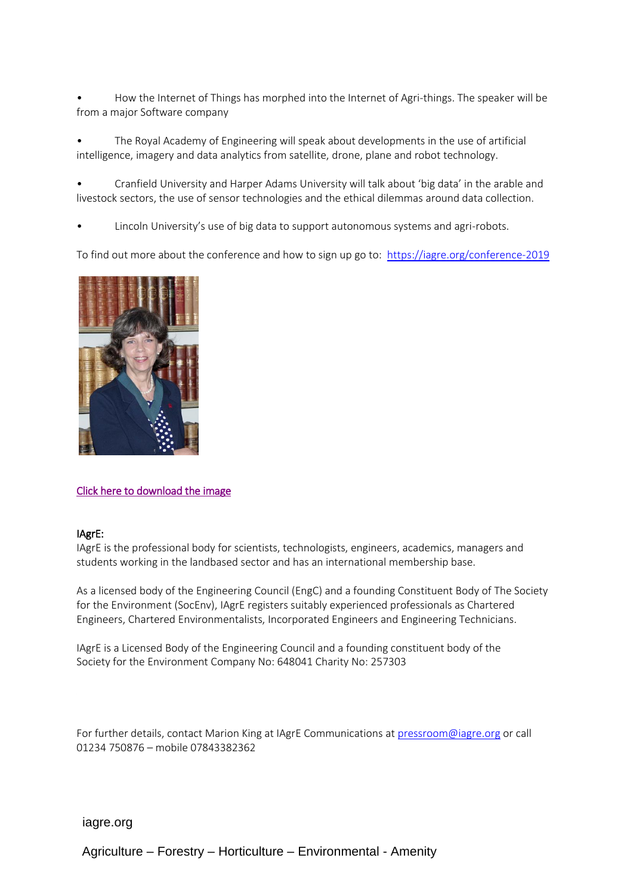- How the Internet of Things has morphed into the Internet of Agri-things. The speaker will be from a major Software company

- The Royal Academy of Engineering will speak about developments in the use of artificial intelligence, imagery and data analytics from satellite, drone, plane and robot technology.

- Cranfield University and Harper Adams University will talk about 'big data' in the arable and livestock sectors, the use of sensor technologies and the ethical dilemmas around data collection.

- Lincoln University's use of big data to support autonomous systems and agri-robots.

To find out more about the conference and how to sign up go to: https://iagre.org/conference-2019

Click here to download the image

**IAgrE:**

IAgrE is the professional body for scientists, technologists, engineers, academics, managers and students working in the landbased sector and has an international membership base.

As a licensed body of the Engineering Council (EngC) and a founding Constituent Body of The Society for the Environment (SocEnv), IAgrE registers suitably experienced professionals as Chartered Engineers, Chartered Environmentalists, Incorporated Engineers and Engineering Technicians.

IAgrE is a Licensed Body of the Engineering Council and a founding constituent body of the Society for the Environment Company No: 648041 Charity No: 257303

For further details, contact Marion King at IAgrE Communications at pressroom@iagre.org or call 01234 750876 – mobile 07843382362

iagre.org

Agriculture – Forestry – Horticulture – Environmental - Amenity